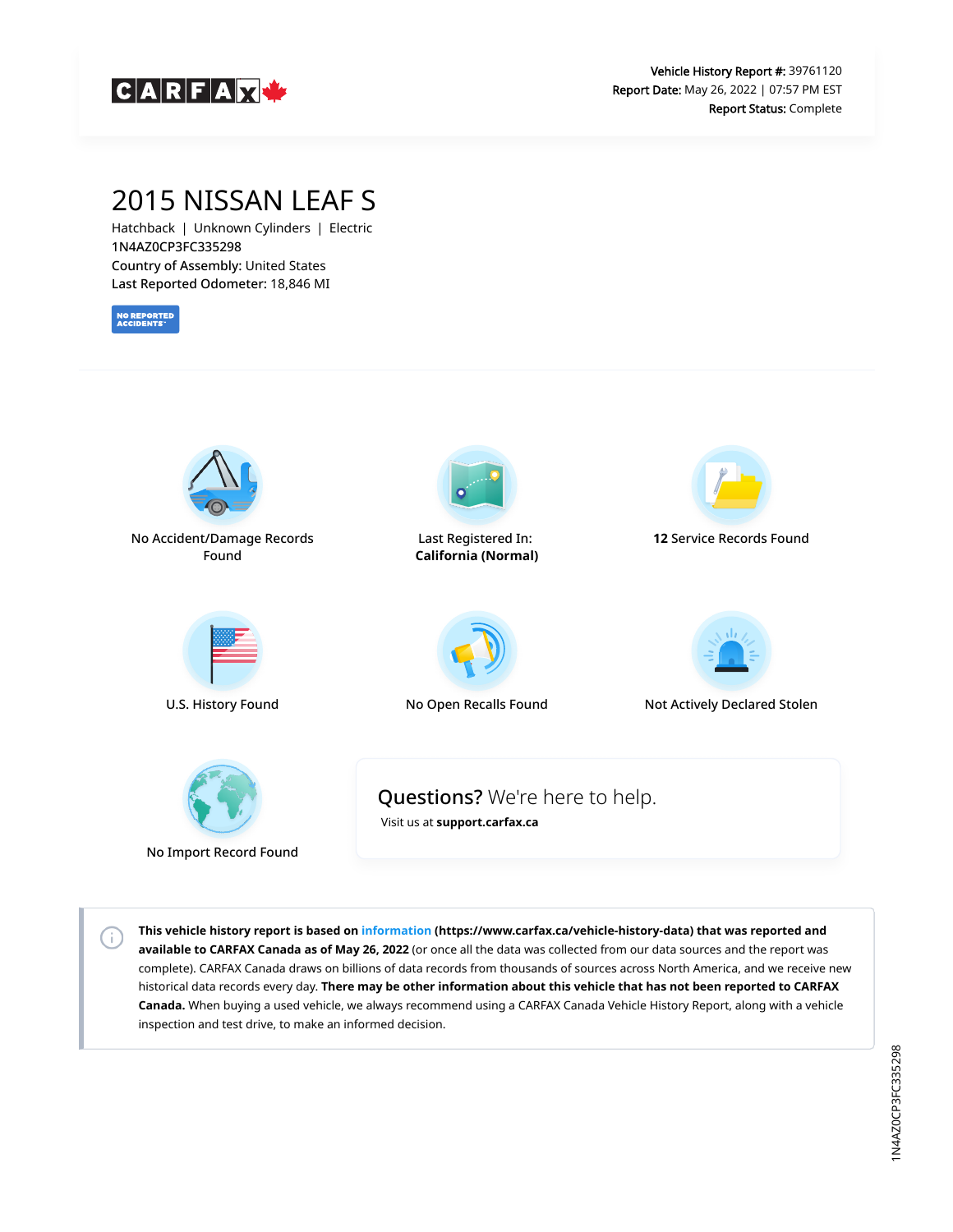CARFAX

**Vehicle History Report #:** 39761120
**Report Date:** May 26, 2022 | 07:57 PM EST
**Report Status:** Complete

# 2015 NISSAN LEAF S

Hatchback | Unknown Cylinders | Electric
1N4AZ0CP3FC335298
**Country of Assembly:** United States
**Last Reported Odometer:** 18,846 MI

NO REPORTED ACCIDENTS

No Accident/Damage Records Found

Last Registered In: **California (Normal)**

**12** Service Records Found

U.S. History Found

No Open Recalls Found

Not Actively Declared Stolen

No Import Record Found

**Questions?** We're here to help.
Visit us at **support.carfax.ca**

**This vehicle history report is based on information (https://www.carfax.ca/vehicle-history-data) that was reported and available to CARFAX Canada as of May 26, 2022** (or once all the data was collected from our data sources and the report was complete). CARFAX Canada draws on billions of data records from thousands of sources across North America, and we receive new historical data records every day. **There may be other information about this vehicle that has not been reported to CARFAX Canada.** When buying a used vehicle, we always recommend using a CARFAX Canada Vehicle History Report, along with a vehicle inspection and test drive, to make an informed decision.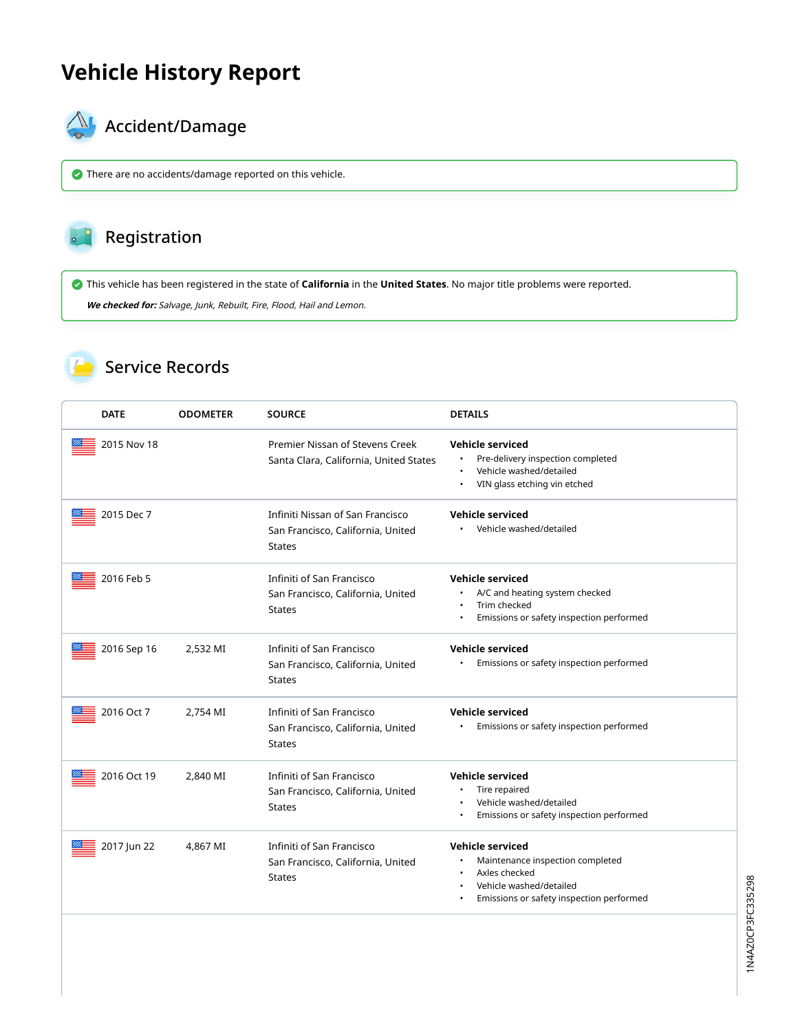# Vehicle History Report

## Accident/Damage

There are no accidents/damage reported on this vehicle.

## Registration

This vehicle has been registered in the state of **California** in the **United States**. No major title problems were reported.

***We checked for:*** *Salvage, Junk, Rebuilt, Fire, Flood, Hail and Lemon.*

## Service Records

| DATE | ODOMETER | SOURCE | DETAILS |
|---|---|---|---|
| 2015 Nov 18 | | Premier Nissan of Stevens Creek<br>Santa Clara, California, United States | **Vehicle serviced**<br>• Pre-delivery inspection completed<br>• Vehicle washed/detailed<br>• VIN glass etching vin etched |
| 2015 Dec 7 | | Infiniti Nissan of San Francisco<br>San Francisco, California, United States | **Vehicle serviced**<br>• Vehicle washed/detailed |
| 2016 Feb 5 | | Infiniti of San Francisco<br>San Francisco, California, United States | **Vehicle serviced**<br>• A/C and heating system checked<br>• Trim checked<br>• Emissions or safety inspection performed |
| 2016 Sep 16 | 2,532 MI | Infiniti of San Francisco<br>San Francisco, California, United States | **Vehicle serviced**<br>• Emissions or safety inspection performed |
| 2016 Oct 7 | 2,754 MI | Infiniti of San Francisco<br>San Francisco, California, United States | **Vehicle serviced**<br>• Emissions or safety inspection performed |
| 2016 Oct 19 | 2,840 MI | Infiniti of San Francisco<br>San Francisco, California, United States | **Vehicle serviced**<br>• Tire repaired<br>• Vehicle washed/detailed<br>• Emissions or safety inspection performed |
| 2017 Jun 22 | 4,867 MI | Infiniti of San Francisco<br>San Francisco, California, United States | **Vehicle serviced**<br>• Maintenance inspection completed<br>• Axles checked<br>• Vehicle washed/detailed<br>• Emissions or safety inspection performed |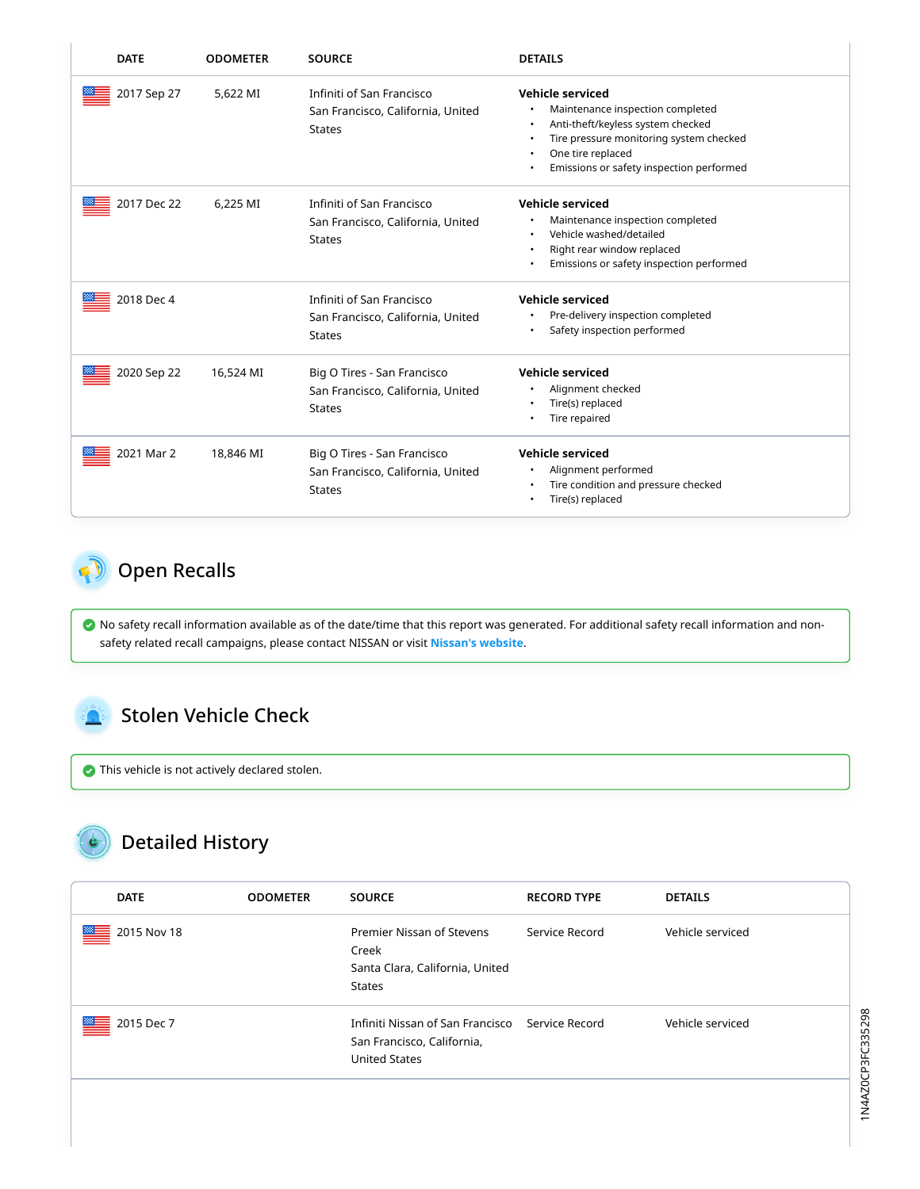| DATE | ODOMETER | SOURCE | DETAILS |
|---|---|---|---|
| 2017 Sep 27 | 5,622 MI | Infiniti of San Francisco San Francisco, California, United States | **Vehicle serviced** • Maintenance inspection completed • Anti-theft/keyless system checked • Tire pressure monitoring system checked • One tire replaced • Emissions or safety inspection performed |
| 2017 Dec 22 | 6,225 MI | Infiniti of San Francisco San Francisco, California, United States | **Vehicle serviced** • Maintenance inspection completed • Vehicle washed/detailed • Right rear window replaced • Emissions or safety inspection performed |
| 2018 Dec 4 | | Infiniti of San Francisco San Francisco, California, United States | **Vehicle serviced** • Pre-delivery inspection completed • Safety inspection performed |
| 2020 Sep 22 | 16,524 MI | Big O Tires - San Francisco San Francisco, California, United States | **Vehicle serviced** • Alignment checked • Tire(s) replaced • Tire repaired |
| 2021 Mar 2 | 18,846 MI | Big O Tires - San Francisco San Francisco, California, United States | **Vehicle serviced** • Alignment performed • Tire condition and pressure checked • Tire(s) replaced |

## Open Recalls

No safety recall information available as of the date/time that this report was generated. For additional safety recall information and non-safety related recall campaigns, please contact NISSAN or visit **Nissan's website**.

## Stolen Vehicle Check

This vehicle is not actively declared stolen.

## Detailed History

| DATE | ODOMETER | SOURCE | RECORD TYPE | DETAILS |
|---|---|---|---|---|
| 2015 Nov 18 | | Premier Nissan of Stevens Creek Santa Clara, California, United States | Service Record | Vehicle serviced |
| 2015 Dec 7 | | Infiniti Nissan of San Francisco San Francisco, California, United States | Service Record | Vehicle serviced |

1N4AZ0CP3FC335298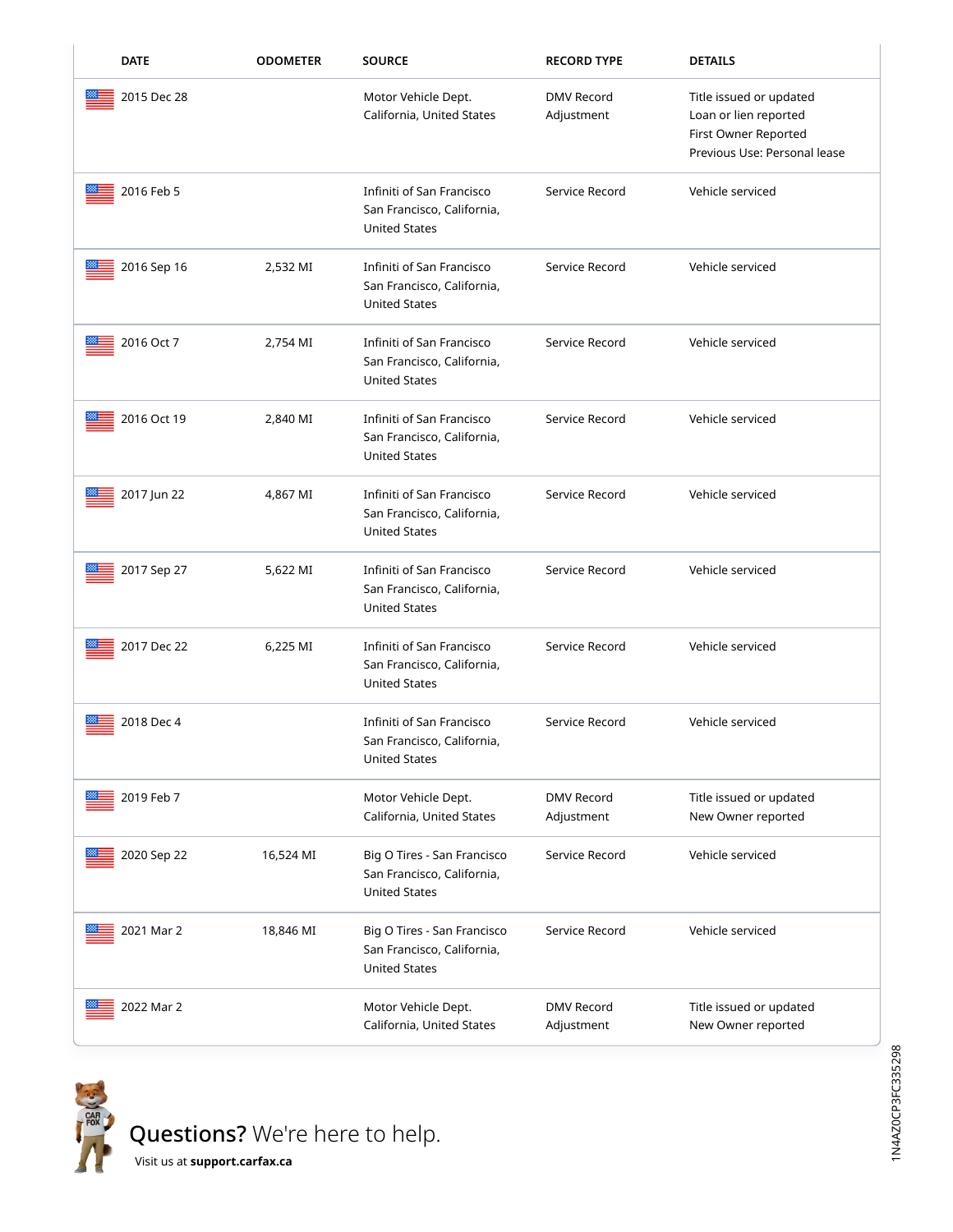| DATE | ODOMETER | SOURCE | RECORD TYPE | DETAILS |
|---|---|---|---|---|
| 2015 Dec 28 | | Motor Vehicle Dept. California, United States | DMV Record Adjustment | Title issued or updated<br>Loan or lien reported<br>First Owner Reported<br>Previous Use: Personal lease |
| 2016 Feb 5 | | Infiniti of San Francisco San Francisco, California, United States | Service Record | Vehicle serviced |
| 2016 Sep 16 | 2,532 MI | Infiniti of San Francisco San Francisco, California, United States | Service Record | Vehicle serviced |
| 2016 Oct 7 | 2,754 MI | Infiniti of San Francisco San Francisco, California, United States | Service Record | Vehicle serviced |
| 2016 Oct 19 | 2,840 MI | Infiniti of San Francisco San Francisco, California, United States | Service Record | Vehicle serviced |
| 2017 Jun 22 | 4,867 MI | Infiniti of San Francisco San Francisco, California, United States | Service Record | Vehicle serviced |
| 2017 Sep 27 | 5,622 MI | Infiniti of San Francisco San Francisco, California, United States | Service Record | Vehicle serviced |
| 2017 Dec 22 | 6,225 MI | Infiniti of San Francisco San Francisco, California, United States | Service Record | Vehicle serviced |
| 2018 Dec 4 | | Infiniti of San Francisco San Francisco, California, United States | Service Record | Vehicle serviced |
| 2019 Feb 7 | | Motor Vehicle Dept. California, United States | DMV Record Adjustment | Title issued or updated<br>New Owner reported |
| 2020 Sep 22 | 16,524 MI | Big O Tires - San Francisco San Francisco, California, United States | Service Record | Vehicle serviced |
| 2021 Mar 2 | 18,846 MI | Big O Tires - San Francisco San Francisco, California, United States | Service Record | Vehicle serviced |
| 2022 Mar 2 | | Motor Vehicle Dept. California, United States | DMV Record Adjustment | Title issued or updated<br>New Owner reported |

**Questions?** We're here to help.

Visit us at **support.carfax.ca**

1N4AZ0CP3FC335298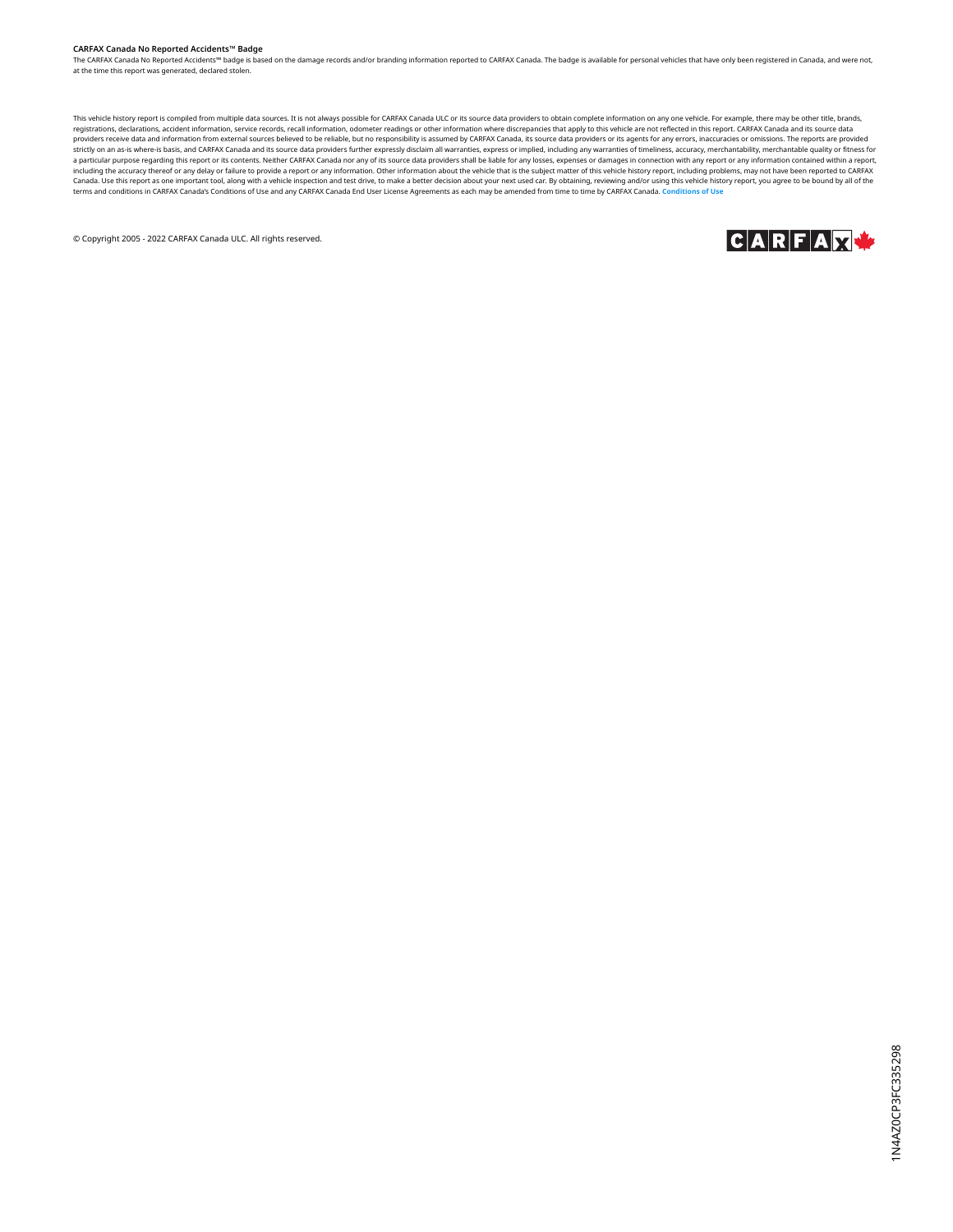**CARFAX Canada No Reported Accidents™ Badge**

The CARFAX Canada No Reported Accidents™ badge is based on the damage records and/or branding information reported to CARFAX Canada. The badge is available for personal vehicles that have only been registered in Canada, and were not, at the time this report was generated, declared stolen.

This vehicle history report is compiled from multiple data sources. It is not always possible for CARFAX Canada ULC or its source data providers to obtain complete information on any one vehicle. For example, there may be other title, brands, registrations, declarations, accident information, service records, recall information, odometer readings or other information where discrepancies that apply to this vehicle are not reflected in this report. CARFAX Canada and its source data providers receive data and information from external sources believed to be reliable, but no responsibility is assumed by CARFAX Canada, its source data providers or its agents for any errors, inaccuracies or omissions. The reports are provided strictly on an as-is where-is basis, and CARFAX Canada and its source data providers further expressly disclaim all warranties, express or implied, including any warranties of timeliness, accuracy, merchantability, merchantable quality or fitness for a particular purpose regarding this report or its contents. Neither CARFAX Canada nor any of its source data providers shall be liable for any losses, expenses or damages in connection with any report or any information contained within a report, including the accuracy thereof or any delay or failure to provide a report or any information. Other information about the vehicle that is the subject matter of this vehicle history report, including problems, may not have been reported to CARFAX Canada. Use this report as one important tool, along with a vehicle inspection and test drive, to make a better decision about your next used car. By obtaining, reviewing and/or using this vehicle history report, you agree to be bound by all of the terms and conditions in CARFAX Canada's Conditions of Use and any CARFAX Canada End User License Agreements as each may be amended from time to time by CARFAX Canada. Conditions of Use

© Copyright 2005 - 2022 CARFAX Canada ULC. All rights reserved.

CARFAX

1N4AZ0CP3FC335298